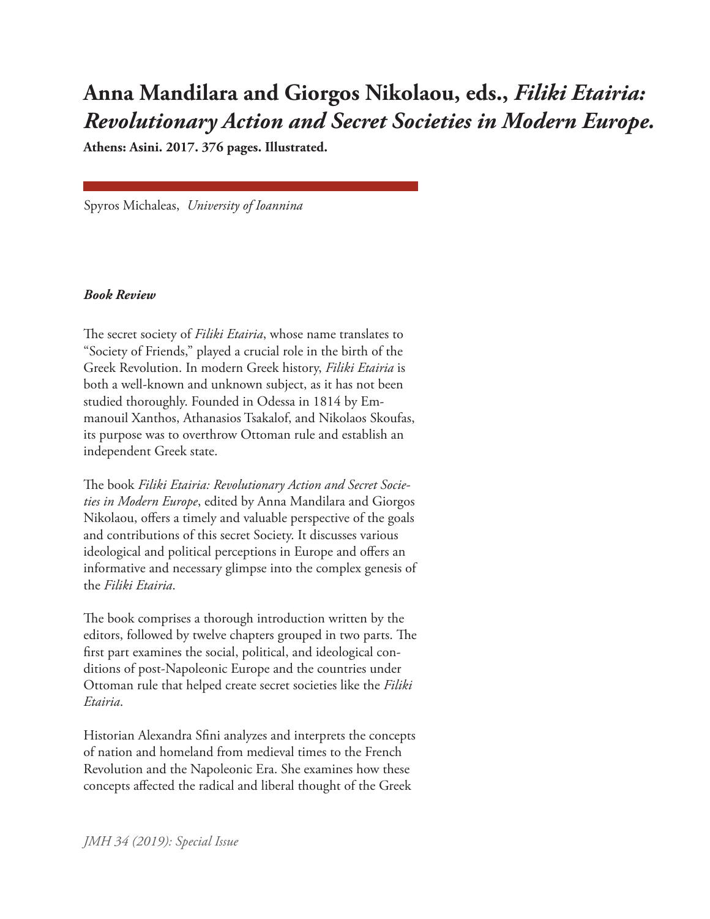# Anna Mandilara and Giorgos Nikolaou, eds., *Filiki Etairia: Revolutionary Action and Secret Societies in Modern Europe.*

**Athens: Asini. 2017. 376 pages. Illustrated.**

Spyros Michaleas, *University of Ioannina*

***Book Review***

The secret society of *Filiki Etairia*, whose name translates to "Society of Friends," played a crucial role in the birth of the Greek Revolution. In modern Greek history, *Filiki Etairia* is both a well-known and unknown subject, as it has not been studied thoroughly. Founded in Odessa in 1814 by Emmanouil Xanthos, Athanasios Tsakalof, and Nikolaos Skoufas, its purpose was to overthrow Ottoman rule and establish an independent Greek state.

The book *Filiki Etairia: Revolutionary Action and Secret Societies in Modern Europe*, edited by Anna Mandilara and Giorgos Nikolaou, offers a timely and valuable perspective of the goals and contributions of this secret Society. It discusses various ideological and political perceptions in Europe and offers an informative and necessary glimpse into the complex genesis of the *Filiki Etairia*.

The book comprises a thorough introduction written by the editors, followed by twelve chapters grouped in two parts. The first part examines the social, political, and ideological conditions of post-Napoleonic Europe and the countries under Ottoman rule that helped create secret societies like the *Filiki Etairia*.

Historian Alexandra Sfini analyzes and interprets the concepts of nation and homeland from medieval times to the French Revolution and the Napoleonic Era. She examines how these concepts affected the radical and liberal thought of the Greek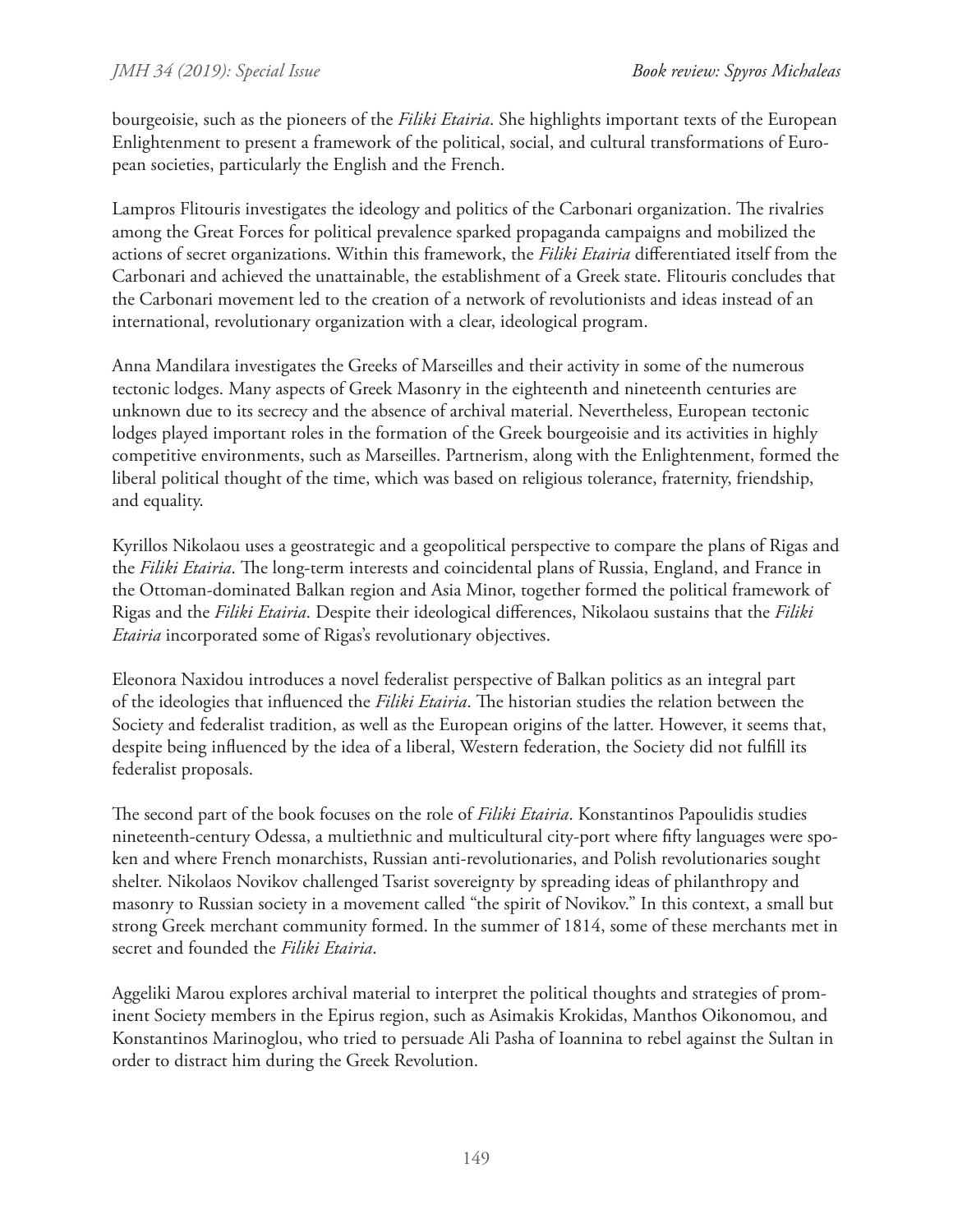bourgeoisie, such as the pioneers of the *Filiki Etairia*. She highlights important texts of the European Enlightenment to present a framework of the political, social, and cultural transformations of European societies, particularly the English and the French.

Lampros Flitouris investigates the ideology and politics of the Carbonari organization. The rivalries among the Great Forces for political prevalence sparked propaganda campaigns and mobilized the actions of secret organizations. Within this framework, the *Filiki Etairia* differentiated itself from the Carbonari and achieved the unattainable, the establishment of a Greek state. Flitouris concludes that the Carbonari movement led to the creation of a network of revolutionists and ideas instead of an international, revolutionary organization with a clear, ideological program.

Anna Mandilara investigates the Greeks of Marseilles and their activity in some of the numerous tectonic lodges. Many aspects of Greek Masonry in the eighteenth and nineteenth centuries are unknown due to its secrecy and the absence of archival material. Nevertheless, European tectonic lodges played important roles in the formation of the Greek bourgeoisie and its activities in highly competitive environments, such as Marseilles. Partnerism, along with the Enlightenment, formed the liberal political thought of the time, which was based on religious tolerance, fraternity, friendship, and equality.

Kyrillos Nikolaou uses a geostrategic and a geopolitical perspective to compare the plans of Rigas and the *Filiki Etairia*. The long-term interests and coincidental plans of Russia, England, and France in the Ottoman-dominated Balkan region and Asia Minor, together formed the political framework of Rigas and the *Filiki Etairia*. Despite their ideological differences, Nikolaou sustains that the *Filiki Etairia* incorporated some of Rigas's revolutionary objectives.

Eleonora Naxidou introduces a novel federalist perspective of Balkan politics as an integral part of the ideologies that influenced the *Filiki Etairia*. The historian studies the relation between the Society and federalist tradition, as well as the European origins of the latter. However, it seems that, despite being influenced by the idea of a liberal, Western federation, the Society did not fulfill its federalist proposals.

The second part of the book focuses on the role of *Filiki Etairia*. Konstantinos Papoulidis studies nineteenth-century Odessa, a multiethnic and multicultural city-port where fifty languages were spoken and where French monarchists, Russian anti-revolutionaries, and Polish revolutionaries sought shelter. Nikolaos Novikov challenged Tsarist sovereignty by spreading ideas of philanthropy and masonry to Russian society in a movement called "the spirit of Novikov." In this context, a small but strong Greek merchant community formed. In the summer of 1814, some of these merchants met in secret and founded the *Filiki Etairia*.

Aggeliki Marou explores archival material to interpret the political thoughts and strategies of prominent Society members in the Epirus region, such as Asimakis Krokidas, Manthos Oikonomou, and Konstantinos Marinoglou, who tried to persuade Ali Pasha of Ioannina to rebel against the Sultan in order to distract him during the Greek Revolution.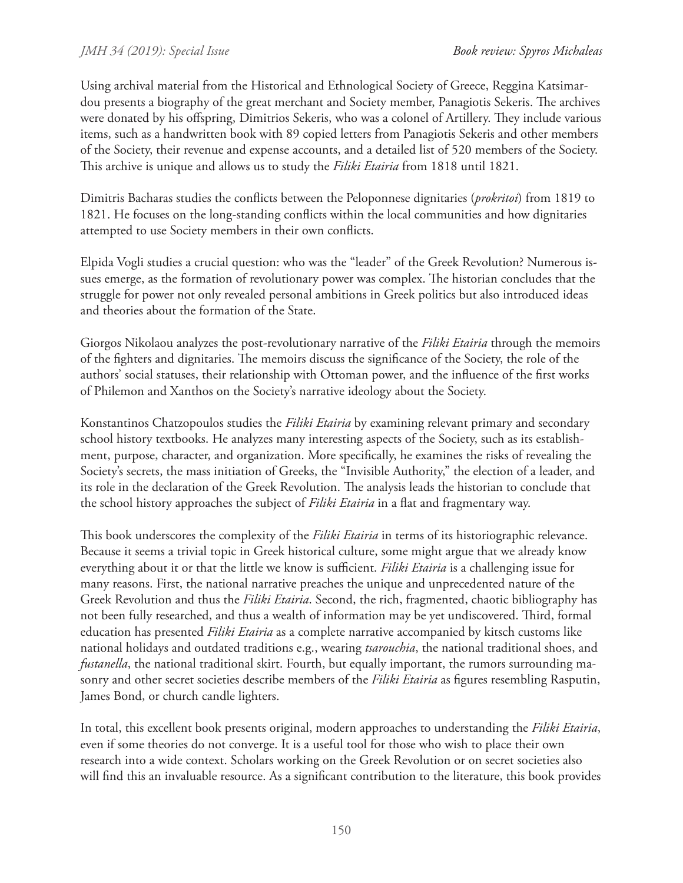Using archival material from the Historical and Ethnological Society of Greece, Reggina Katsimardou presents a biography of the great merchant and Society member, Panagiotis Sekeris. The archives were donated by his offspring, Dimitrios Sekeris, who was a colonel of Artillery. They include various items, such as a handwritten book with 89 copied letters from Panagiotis Sekeris and other members of the Society, their revenue and expense accounts, and a detailed list of 520 members of the Society. This archive is unique and allows us to study the *Filiki Etairia* from 1818 until 1821.

Dimitris Bacharas studies the conflicts between the Peloponnese dignitaries (*prokritoi*) from 1819 to 1821. He focuses on the long-standing conflicts within the local communities and how dignitaries attempted to use Society members in their own conflicts.

Elpida Vogli studies a crucial question: who was the "leader" of the Greek Revolution? Numerous issues emerge, as the formation of revolutionary power was complex. The historian concludes that the struggle for power not only revealed personal ambitions in Greek politics but also introduced ideas and theories about the formation of the State.

Giorgos Nikolaou analyzes the post-revolutionary narrative of the *Filiki Etairia* through the memoirs of the fighters and dignitaries. The memoirs discuss the significance of the Society, the role of the authors' social statuses, their relationship with Ottoman power, and the influence of the first works of Philemon and Xanthos on the Society's narrative ideology about the Society.

Konstantinos Chatzopoulos studies the *Filiki Etairia* by examining relevant primary and secondary school history textbooks. He analyzes many interesting aspects of the Society, such as its establishment, purpose, character, and organization. More specifically, he examines the risks of revealing the Society's secrets, the mass initiation of Greeks, the "Invisible Authority," the election of a leader, and its role in the declaration of the Greek Revolution. The analysis leads the historian to conclude that the school history approaches the subject of *Filiki Etairia* in a flat and fragmentary way.

This book underscores the complexity of the *Filiki Etairia* in terms of its historiographic relevance. Because it seems a trivial topic in Greek historical culture, some might argue that we already know everything about it or that the little we know is sufficient. *Filiki Etairia* is a challenging issue for many reasons. First, the national narrative preaches the unique and unprecedented nature of the Greek Revolution and thus the *Filiki Etairia*. Second, the rich, fragmented, chaotic bibliography has not been fully researched, and thus a wealth of information may be yet undiscovered. Third, formal education has presented *Filiki Etairia* as a complete narrative accompanied by kitsch customs like national holidays and outdated traditions e.g., wearing *tsarouchia*, the national traditional shoes, and *fustanella*, the national traditional skirt. Fourth, but equally important, the rumors surrounding masonry and other secret societies describe members of the *Filiki Etairia* as figures resembling Rasputin, James Bond, or church candle lighters.

In total, this excellent book presents original, modern approaches to understanding the *Filiki Etairia*, even if some theories do not converge. It is a useful tool for those who wish to place their own research into a wide context. Scholars working on the Greek Revolution or on secret societies also will find this an invaluable resource. As a significant contribution to the literature, this book provides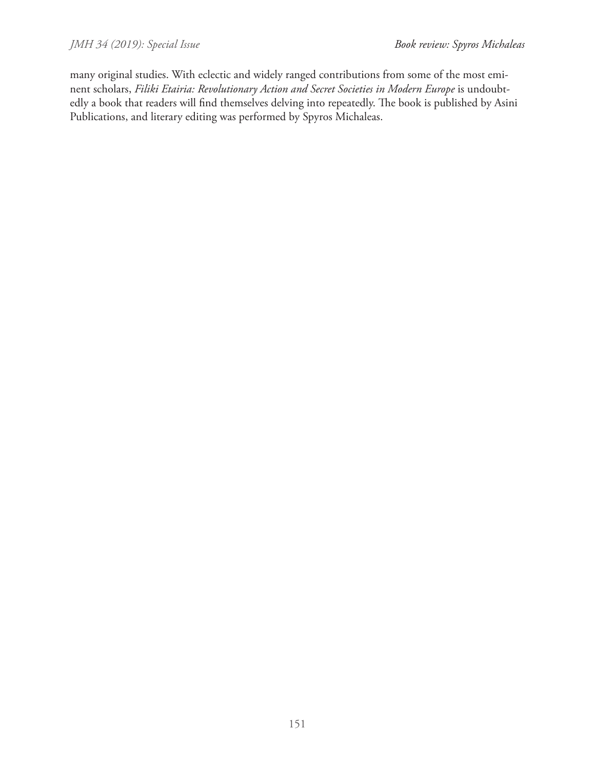many original studies. With eclectic and widely ranged contributions from some of the most eminent scholars, *Filiki Etairia: Revolutionary Action and Secret Societies in Modern Europe* is undoubtedly a book that readers will find themselves delving into repeatedly. The book is published by Asini Publications, and literary editing was performed by Spyros Michaleas.